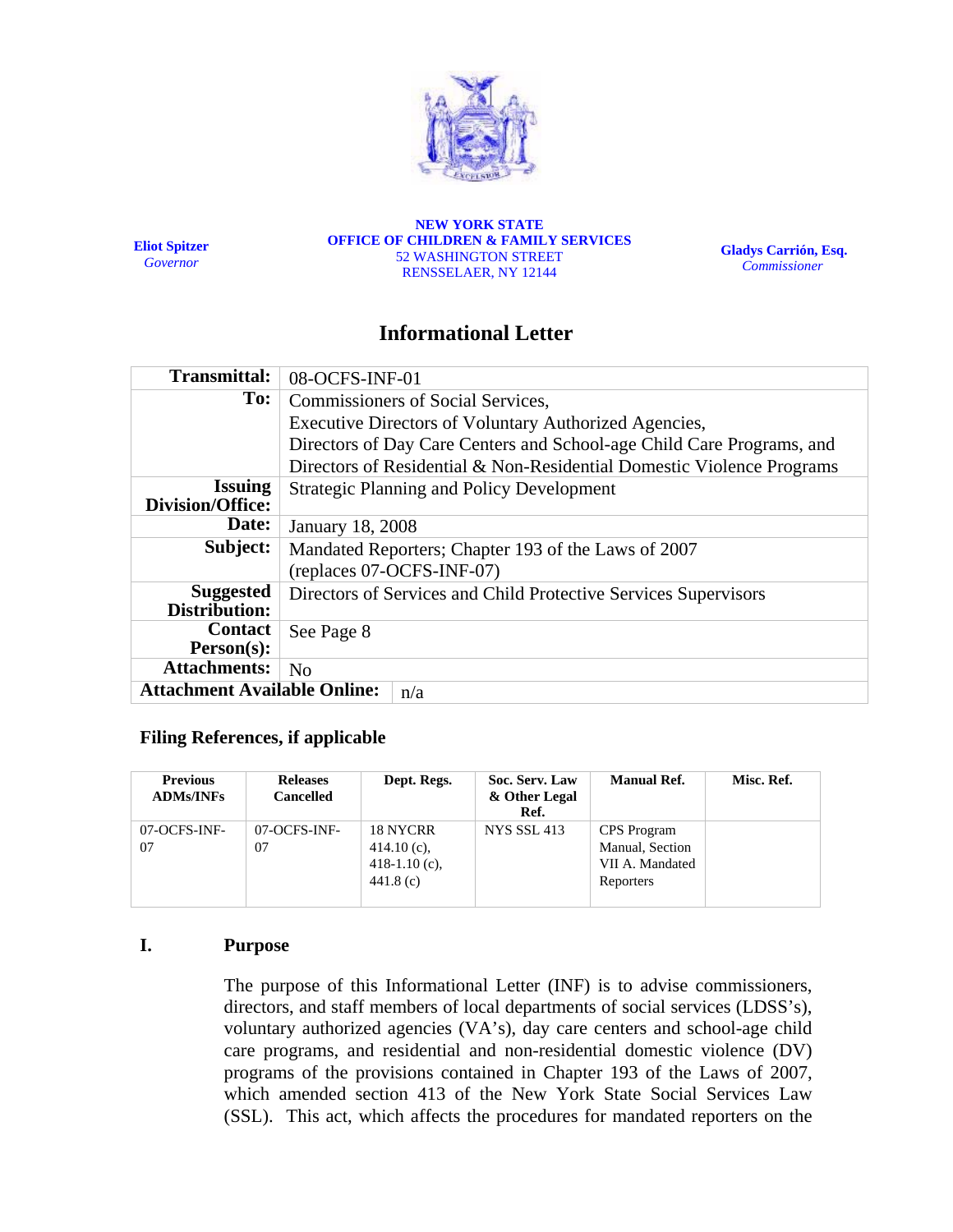**Eliot Spitzer**
*Governor*

**NEW YORK STATE**
**OFFICE OF CHILDREN & FAMILY SERVICES**
52 WASHINGTON STREET
RENSSELAER, NY 12144

**Gladys Carrión, Esq.**
*Commissioner*

# Informational Letter

| | |
|---|---|
| **Transmittal:** | 08-OCFS-INF-01 |
| **To:** | Commissioners of Social Services,<br>Executive Directors of Voluntary Authorized Agencies,<br>Directors of Day Care Centers and School-age Child Care Programs, and<br>Directors of Residential & Non-Residential Domestic Violence Programs |
| **Issuing Division/Office:** | Strategic Planning and Policy Development |
| **Date:** | January 18, 2008 |
| **Subject:** | Mandated Reporters; Chapter 193 of the Laws of 2007<br>(replaces 07-OCFS-INF-07) |
| **Suggested Distribution:** | Directors of Services and Child Protective Services Supervisors |
| **Contact Person(s):** | See Page 8 |
| **Attachments:** | No |
| **Attachment Available Online:** | n/a |

### Filing References, if applicable

| Previous ADMs/INFs | Releases Cancelled | Dept. Regs. | Soc. Serv. Law & Other Legal Ref. | Manual Ref. | Misc. Ref. |
|---|---|---|---|---|---|
| 07-OCFS-INF-07 | 07-OCFS-INF-07 | 18 NYCRR 414.10 (c), 418-1.10 (c), 441.8 (c) | NYS SSL 413 | CPS Program Manual, Section VII A. Mandated Reporters | |

## I. Purpose

The purpose of this Informational Letter (INF) is to advise commissioners, directors, and staff members of local departments of social services (LDSS's), voluntary authorized agencies (VA's), day care centers and school-age child care programs, and residential and non-residential domestic violence (DV) programs of the provisions contained in Chapter 193 of the Laws of 2007, which amended section 413 of the New York State Social Services Law (SSL). This act, which affects the procedures for mandated reporters on the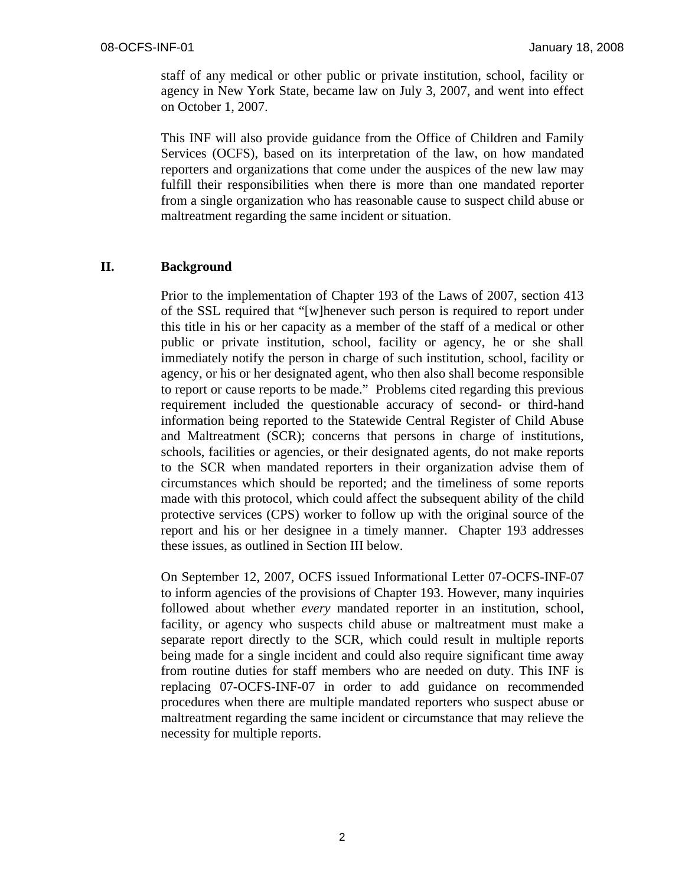staff of any medical or other public or private institution, school, facility or agency in New York State, became law on July 3, 2007, and went into effect on October 1, 2007.

This INF will also provide guidance from the Office of Children and Family Services (OCFS), based on its interpretation of the law, on how mandated reporters and organizations that come under the auspices of the new law may fulfill their responsibilities when there is more than one mandated reporter from a single organization who has reasonable cause to suspect child abuse or maltreatment regarding the same incident or situation.

## II. Background

Prior to the implementation of Chapter 193 of the Laws of 2007, section 413 of the SSL required that "[w]henever such person is required to report under this title in his or her capacity as a member of the staff of a medical or other public or private institution, school, facility or agency, he or she shall immediately notify the person in charge of such institution, school, facility or agency, or his or her designated agent, who then also shall become responsible to report or cause reports to be made." Problems cited regarding this previous requirement included the questionable accuracy of second- or third-hand information being reported to the Statewide Central Register of Child Abuse and Maltreatment (SCR); concerns that persons in charge of institutions, schools, facilities or agencies, or their designated agents, do not make reports to the SCR when mandated reporters in their organization advise them of circumstances which should be reported; and the timeliness of some reports made with this protocol, which could affect the subsequent ability of the child protective services (CPS) worker to follow up with the original source of the report and his or her designee in a timely manner. Chapter 193 addresses these issues, as outlined in Section III below.

On September 12, 2007, OCFS issued Informational Letter 07-OCFS-INF-07 to inform agencies of the provisions of Chapter 193. However, many inquiries followed about whether *every* mandated reporter in an institution, school, facility, or agency who suspects child abuse or maltreatment must make a separate report directly to the SCR, which could result in multiple reports being made for a single incident and could also require significant time away from routine duties for staff members who are needed on duty. This INF is replacing 07-OCFS-INF-07 in order to add guidance on recommended procedures when there are multiple mandated reporters who suspect abuse or maltreatment regarding the same incident or circumstance that may relieve the necessity for multiple reports.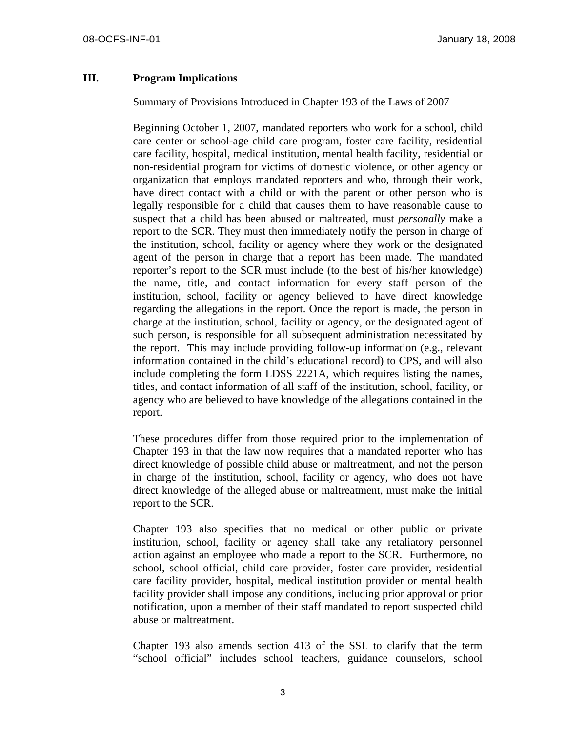## III. Program Implications

Summary of Provisions Introduced in Chapter 193 of the Laws of 2007

Beginning October 1, 2007, mandated reporters who work for a school, child care center or school-age child care program, foster care facility, residential care facility, hospital, medical institution, mental health facility, residential or non-residential program for victims of domestic violence, or other agency or organization that employs mandated reporters and who, through their work, have direct contact with a child or with the parent or other person who is legally responsible for a child that causes them to have reasonable cause to suspect that a child has been abused or maltreated, must *personally* make a report to the SCR. They must then immediately notify the person in charge of the institution, school, facility or agency where they work or the designated agent of the person in charge that a report has been made. The mandated reporter's report to the SCR must include (to the best of his/her knowledge) the name, title, and contact information for every staff person of the institution, school, facility or agency believed to have direct knowledge regarding the allegations in the report. Once the report is made, the person in charge at the institution, school, facility or agency, or the designated agent of such person, is responsible for all subsequent administration necessitated by the report. This may include providing follow-up information (e.g., relevant information contained in the child's educational record) to CPS, and will also include completing the form LDSS 2221A, which requires listing the names, titles, and contact information of all staff of the institution, school, facility, or agency who are believed to have knowledge of the allegations contained in the report.

These procedures differ from those required prior to the implementation of Chapter 193 in that the law now requires that a mandated reporter who has direct knowledge of possible child abuse or maltreatment, and not the person in charge of the institution, school, facility or agency, who does not have direct knowledge of the alleged abuse or maltreatment, must make the initial report to the SCR.

Chapter 193 also specifies that no medical or other public or private institution, school, facility or agency shall take any retaliatory personnel action against an employee who made a report to the SCR. Furthermore, no school, school official, child care provider, foster care provider, residential care facility provider, hospital, medical institution provider or mental health facility provider shall impose any conditions, including prior approval or prior notification, upon a member of their staff mandated to report suspected child abuse or maltreatment.

Chapter 193 also amends section 413 of the SSL to clarify that the term "school official" includes school teachers, guidance counselors, school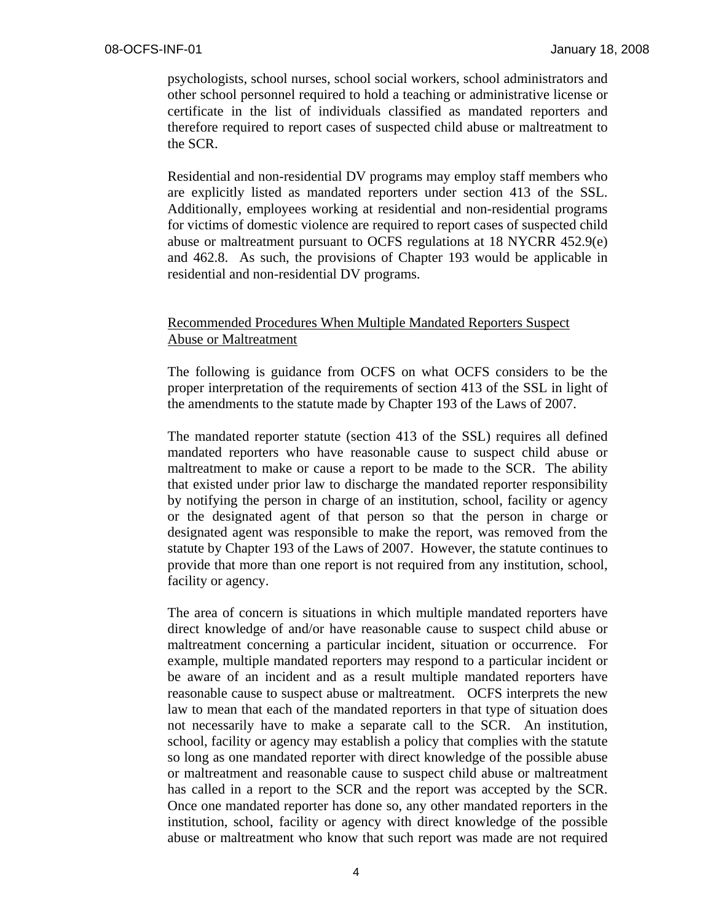psychologists, school nurses, school social workers, school administrators and other school personnel required to hold a teaching or administrative license or certificate in the list of individuals classified as mandated reporters and therefore required to report cases of suspected child abuse or maltreatment to the SCR.

Residential and non-residential DV programs may employ staff members who are explicitly listed as mandated reporters under section 413 of the SSL. Additionally, employees working at residential and non-residential programs for victims of domestic violence are required to report cases of suspected child abuse or maltreatment pursuant to OCFS regulations at 18 NYCRR 452.9(e) and 462.8. As such, the provisions of Chapter 193 would be applicable in residential and non-residential DV programs.

<u>Recommended Procedures When Multiple Mandated Reporters Suspect Abuse or Maltreatment</u>

The following is guidance from OCFS on what OCFS considers to be the proper interpretation of the requirements of section 413 of the SSL in light of the amendments to the statute made by Chapter 193 of the Laws of 2007.

The mandated reporter statute (section 413 of the SSL) requires all defined mandated reporters who have reasonable cause to suspect child abuse or maltreatment to make or cause a report to be made to the SCR. The ability that existed under prior law to discharge the mandated reporter responsibility by notifying the person in charge of an institution, school, facility or agency or the designated agent of that person so that the person in charge or designated agent was responsible to make the report, was removed from the statute by Chapter 193 of the Laws of 2007. However, the statute continues to provide that more than one report is not required from any institution, school, facility or agency.

The area of concern is situations in which multiple mandated reporters have direct knowledge of and/or have reasonable cause to suspect child abuse or maltreatment concerning a particular incident, situation or occurrence. For example, multiple mandated reporters may respond to a particular incident or be aware of an incident and as a result multiple mandated reporters have reasonable cause to suspect abuse or maltreatment. OCFS interprets the new law to mean that each of the mandated reporters in that type of situation does not necessarily have to make a separate call to the SCR. An institution, school, facility or agency may establish a policy that complies with the statute so long as one mandated reporter with direct knowledge of the possible abuse or maltreatment and reasonable cause to suspect child abuse or maltreatment has called in a report to the SCR and the report was accepted by the SCR. Once one mandated reporter has done so, any other mandated reporters in the institution, school, facility or agency with direct knowledge of the possible abuse or maltreatment who know that such report was made are not required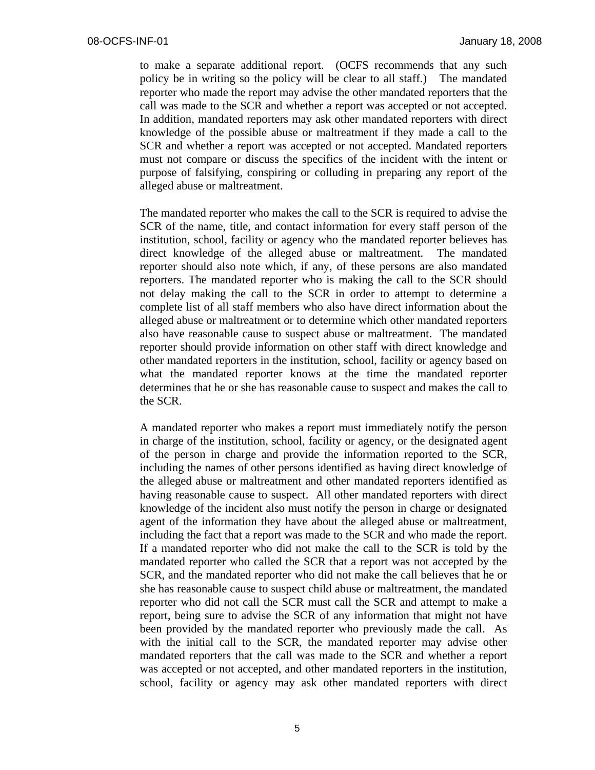to make a separate additional report. (OCFS recommends that any such policy be in writing so the policy will be clear to all staff.) The mandated reporter who made the report may advise the other mandated reporters that the call was made to the SCR and whether a report was accepted or not accepted. In addition, mandated reporters may ask other mandated reporters with direct knowledge of the possible abuse or maltreatment if they made a call to the SCR and whether a report was accepted or not accepted. Mandated reporters must not compare or discuss the specifics of the incident with the intent or purpose of falsifying, conspiring or colluding in preparing any report of the alleged abuse or maltreatment.

The mandated reporter who makes the call to the SCR is required to advise the SCR of the name, title, and contact information for every staff person of the institution, school, facility or agency who the mandated reporter believes has direct knowledge of the alleged abuse or maltreatment. The mandated reporter should also note which, if any, of these persons are also mandated reporters. The mandated reporter who is making the call to the SCR should not delay making the call to the SCR in order to attempt to determine a complete list of all staff members who also have direct information about the alleged abuse or maltreatment or to determine which other mandated reporters also have reasonable cause to suspect abuse or maltreatment. The mandated reporter should provide information on other staff with direct knowledge and other mandated reporters in the institution, school, facility or agency based on what the mandated reporter knows at the time the mandated reporter determines that he or she has reasonable cause to suspect and makes the call to the SCR.

A mandated reporter who makes a report must immediately notify the person in charge of the institution, school, facility or agency, or the designated agent of the person in charge and provide the information reported to the SCR, including the names of other persons identified as having direct knowledge of the alleged abuse or maltreatment and other mandated reporters identified as having reasonable cause to suspect. All other mandated reporters with direct knowledge of the incident also must notify the person in charge or designated agent of the information they have about the alleged abuse or maltreatment, including the fact that a report was made to the SCR and who made the report. If a mandated reporter who did not make the call to the SCR is told by the mandated reporter who called the SCR that a report was not accepted by the SCR, and the mandated reporter who did not make the call believes that he or she has reasonable cause to suspect child abuse or maltreatment, the mandated reporter who did not call the SCR must call the SCR and attempt to make a report, being sure to advise the SCR of any information that might not have been provided by the mandated reporter who previously made the call. As with the initial call to the SCR, the mandated reporter may advise other mandated reporters that the call was made to the SCR and whether a report was accepted or not accepted, and other mandated reporters in the institution, school, facility or agency may ask other mandated reporters with direct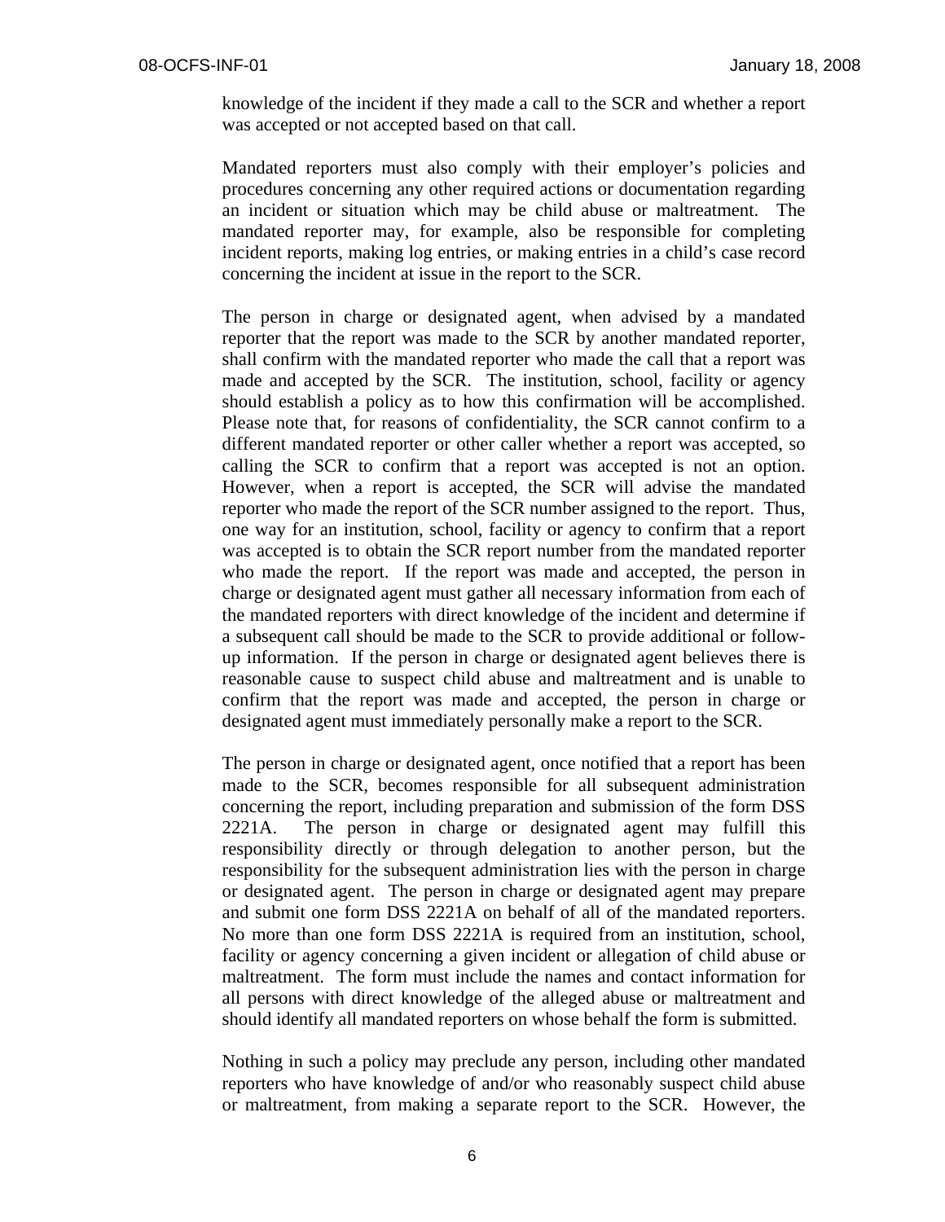knowledge of the incident if they made a call to the SCR and whether a report was accepted or not accepted based on that call.

Mandated reporters must also comply with their employer's policies and procedures concerning any other required actions or documentation regarding an incident or situation which may be child abuse or maltreatment. The mandated reporter may, for example, also be responsible for completing incident reports, making log entries, or making entries in a child's case record concerning the incident at issue in the report to the SCR.

The person in charge or designated agent, when advised by a mandated reporter that the report was made to the SCR by another mandated reporter, shall confirm with the mandated reporter who made the call that a report was made and accepted by the SCR. The institution, school, facility or agency should establish a policy as to how this confirmation will be accomplished. Please note that, for reasons of confidentiality, the SCR cannot confirm to a different mandated reporter or other caller whether a report was accepted, so calling the SCR to confirm that a report was accepted is not an option. However, when a report is accepted, the SCR will advise the mandated reporter who made the report of the SCR number assigned to the report. Thus, one way for an institution, school, facility or agency to confirm that a report was accepted is to obtain the SCR report number from the mandated reporter who made the report. If the report was made and accepted, the person in charge or designated agent must gather all necessary information from each of the mandated reporters with direct knowledge of the incident and determine if a subsequent call should be made to the SCR to provide additional or follow-up information. If the person in charge or designated agent believes there is reasonable cause to suspect child abuse and maltreatment and is unable to confirm that the report was made and accepted, the person in charge or designated agent must immediately personally make a report to the SCR.

The person in charge or designated agent, once notified that a report has been made to the SCR, becomes responsible for all subsequent administration concerning the report, including preparation and submission of the form DSS 2221A. The person in charge or designated agent may fulfill this responsibility directly or through delegation to another person, but the responsibility for the subsequent administration lies with the person in charge or designated agent. The person in charge or designated agent may prepare and submit one form DSS 2221A on behalf of all of the mandated reporters. No more than one form DSS 2221A is required from an institution, school, facility or agency concerning a given incident or allegation of child abuse or maltreatment. The form must include the names and contact information for all persons with direct knowledge of the alleged abuse or maltreatment and should identify all mandated reporters on whose behalf the form is submitted.

Nothing in such a policy may preclude any person, including other mandated reporters who have knowledge of and/or who reasonably suspect child abuse or maltreatment, from making a separate report to the SCR. However, the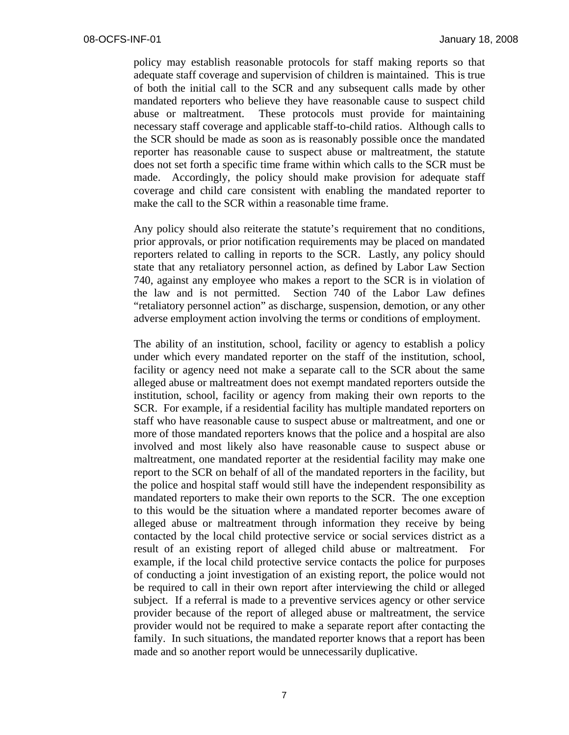policy may establish reasonable protocols for staff making reports so that adequate staff coverage and supervision of children is maintained. This is true of both the initial call to the SCR and any subsequent calls made by other mandated reporters who believe they have reasonable cause to suspect child abuse or maltreatment. These protocols must provide for maintaining necessary staff coverage and applicable staff-to-child ratios. Although calls to the SCR should be made as soon as is reasonably possible once the mandated reporter has reasonable cause to suspect abuse or maltreatment, the statute does not set forth a specific time frame within which calls to the SCR must be made. Accordingly, the policy should make provision for adequate staff coverage and child care consistent with enabling the mandated reporter to make the call to the SCR within a reasonable time frame.

Any policy should also reiterate the statute's requirement that no conditions, prior approvals, or prior notification requirements may be placed on mandated reporters related to calling in reports to the SCR. Lastly, any policy should state that any retaliatory personnel action, as defined by Labor Law Section 740, against any employee who makes a report to the SCR is in violation of the law and is not permitted. Section 740 of the Labor Law defines "retaliatory personnel action" as discharge, suspension, demotion, or any other adverse employment action involving the terms or conditions of employment.

The ability of an institution, school, facility or agency to establish a policy under which every mandated reporter on the staff of the institution, school, facility or agency need not make a separate call to the SCR about the same alleged abuse or maltreatment does not exempt mandated reporters outside the institution, school, facility or agency from making their own reports to the SCR. For example, if a residential facility has multiple mandated reporters on staff who have reasonable cause to suspect abuse or maltreatment, and one or more of those mandated reporters knows that the police and a hospital are also involved and most likely also have reasonable cause to suspect abuse or maltreatment, one mandated reporter at the residential facility may make one report to the SCR on behalf of all of the mandated reporters in the facility, but the police and hospital staff would still have the independent responsibility as mandated reporters to make their own reports to the SCR. The one exception to this would be the situation where a mandated reporter becomes aware of alleged abuse or maltreatment through information they receive by being contacted by the local child protective service or social services district as a result of an existing report of alleged child abuse or maltreatment. For example, if the local child protective service contacts the police for purposes of conducting a joint investigation of an existing report, the police would not be required to call in their own report after interviewing the child or alleged subject. If a referral is made to a preventive services agency or other service provider because of the report of alleged abuse or maltreatment, the service provider would not be required to make a separate report after contacting the family. In such situations, the mandated reporter knows that a report has been made and so another report would be unnecessarily duplicative.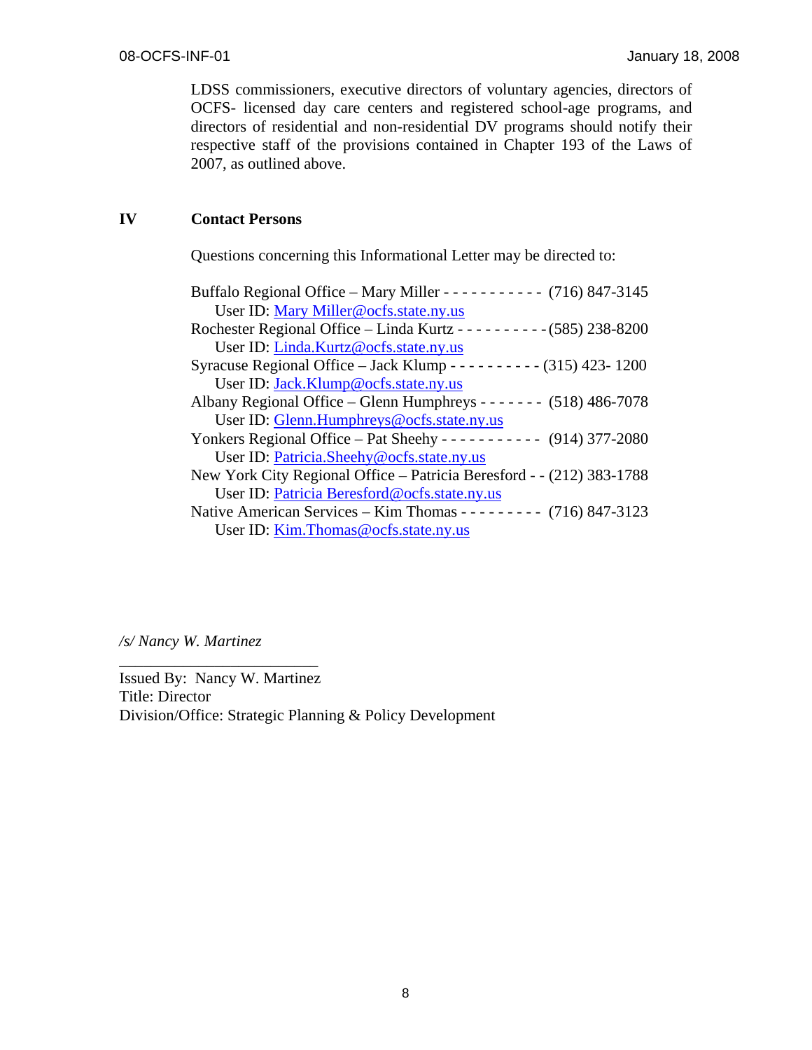LDSS commissioners, executive directors of voluntary agencies, directors of OCFS- licensed day care centers and registered school-age programs, and directors of residential and non-residential DV programs should notify their respective staff of the provisions contained in Chapter 193 of the Laws of 2007, as outlined above.

## IV Contact Persons

Questions concerning this Informational Letter may be directed to:

Buffalo Regional Office – Mary Miller - - - - - - - - - - - (716) 847-3145
User ID: Mary Miller@ocfs.state.ny.us
Rochester Regional Office – Linda Kurtz - - - - - - - - - -(585) 238-8200
User ID: Linda.Kurtz@ocfs.state.ny.us
Syracuse Regional Office – Jack Klump - - - - - - - - - - (315) 423- 1200
User ID: Jack.Klump@ocfs.state.ny.us
Albany Regional Office – Glenn Humphreys - - - - - - - (518) 486-7078
User ID: Glenn.Humphreys@ocfs.state.ny.us
Yonkers Regional Office – Pat Sheehy - - - - - - - - - - - (914) 377-2080
User ID: Patricia.Sheehy@ocfs.state.ny.us
New York City Regional Office – Patricia Beresford - - (212) 383-1788
User ID: Patricia Beresford@ocfs.state.ny.us
Native American Services – Kim Thomas - - - - - - - - - (716) 847-3123
User ID: Kim.Thomas@ocfs.state.ny.us

*/s/ Nancy W. Martinez*

\_\_\_\_\_\_\_\_\_\_\_\_\_\_\_\_\_\_\_\_\_\_\_\_\_

Issued By: Nancy W. Martinez
Title: Director
Division/Office: Strategic Planning & Policy Development